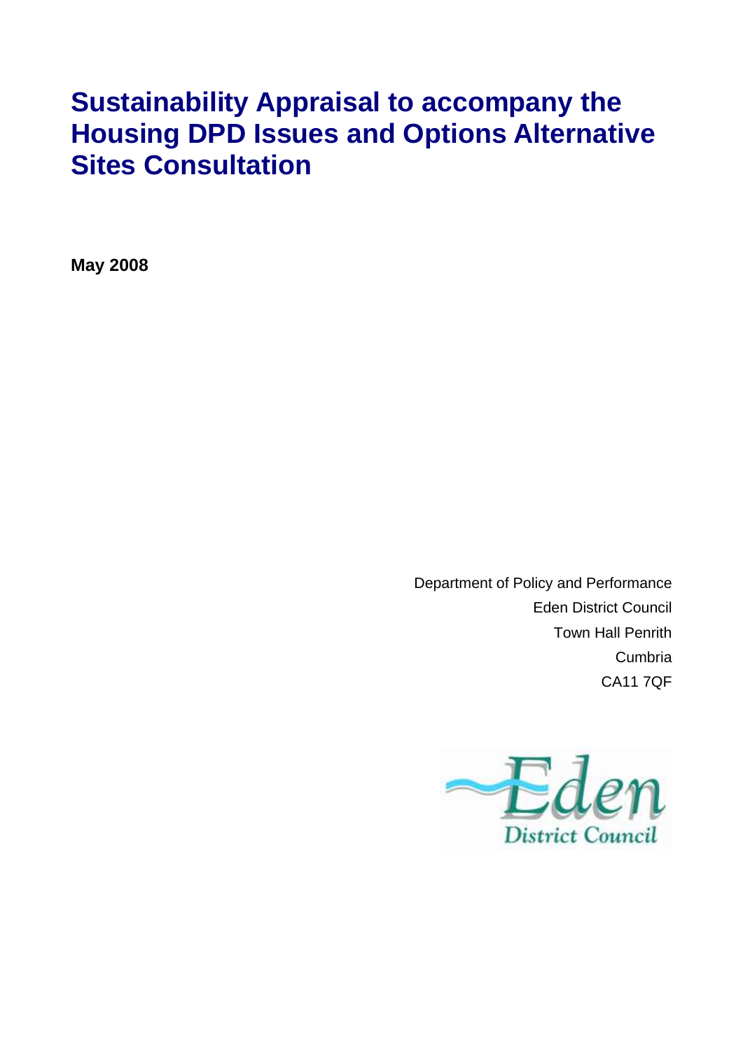# Sustainability Appraisal to accompany the Housing DPD Issues and Options Alternative Sites Consultation

**May 2008**

Department of Policy and Performance
Eden District Council
Town Hall Penrith
Cumbria
CA11 7QF

Eden District Council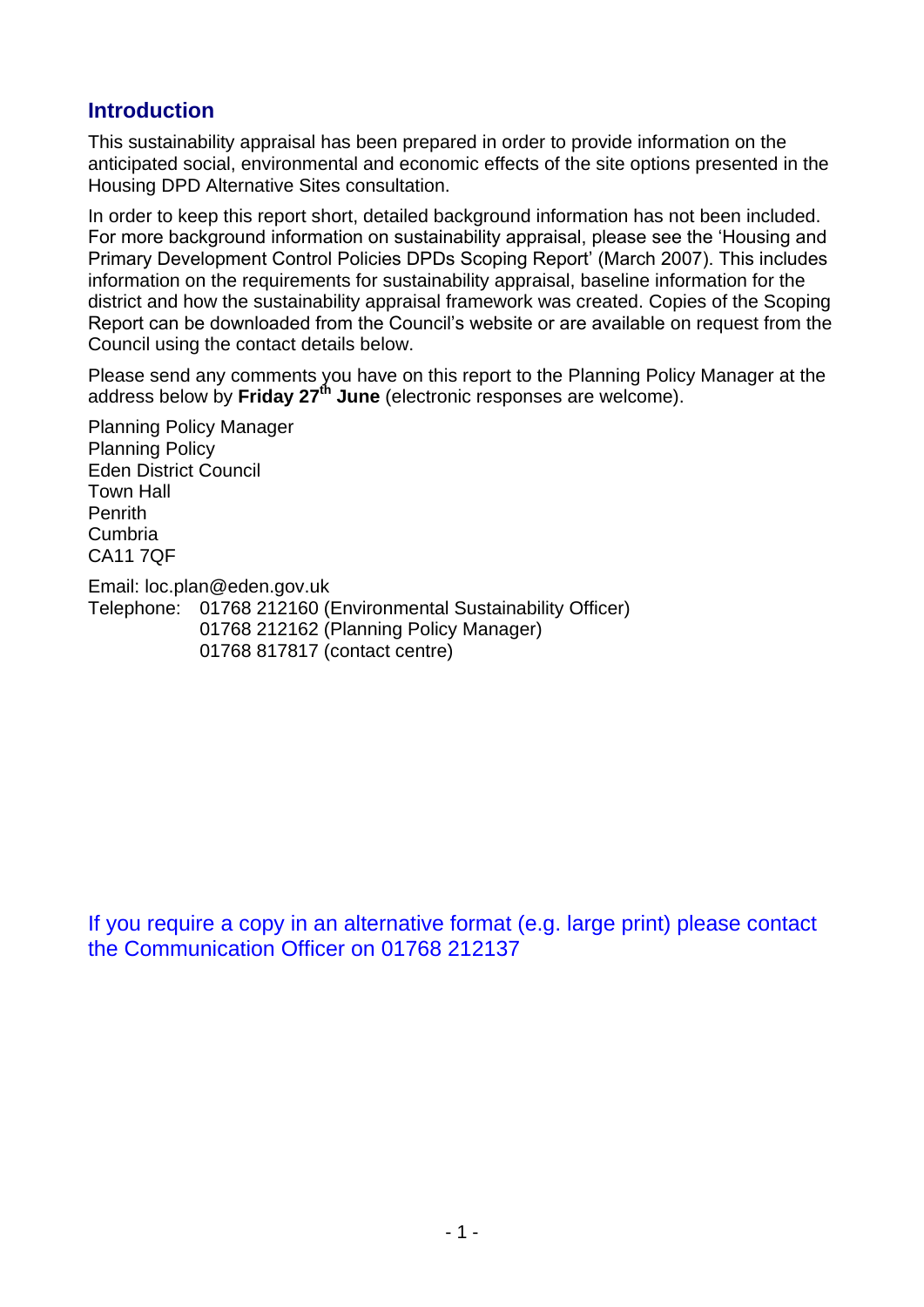## Introduction

This sustainability appraisal has been prepared in order to provide information on the anticipated social, environmental and economic effects of the site options presented in the Housing DPD Alternative Sites consultation.

In order to keep this report short, detailed background information has not been included. For more background information on sustainability appraisal, please see the 'Housing and Primary Development Control Policies DPDs Scoping Report' (March 2007). This includes information on the requirements for sustainability appraisal, baseline information for the district and how the sustainability appraisal framework was created. Copies of the Scoping Report can be downloaded from the Council's website or are available on request from the Council using the contact details below.

Please send any comments you have on this report to the Planning Policy Manager at the address below by **Friday 27th June** (electronic responses are welcome).

Planning Policy Manager
Planning Policy
Eden District Council
Town Hall
Penrith
Cumbria
CA11 7QF

Email: loc.plan@eden.gov.uk
Telephone: 01768 212160 (Environmental Sustainability Officer)
01768 212162 (Planning Policy Manager)
01768 817817 (contact centre)

If you require a copy in an alternative format (e.g. large print) please contact the Communication Officer on 01768 212137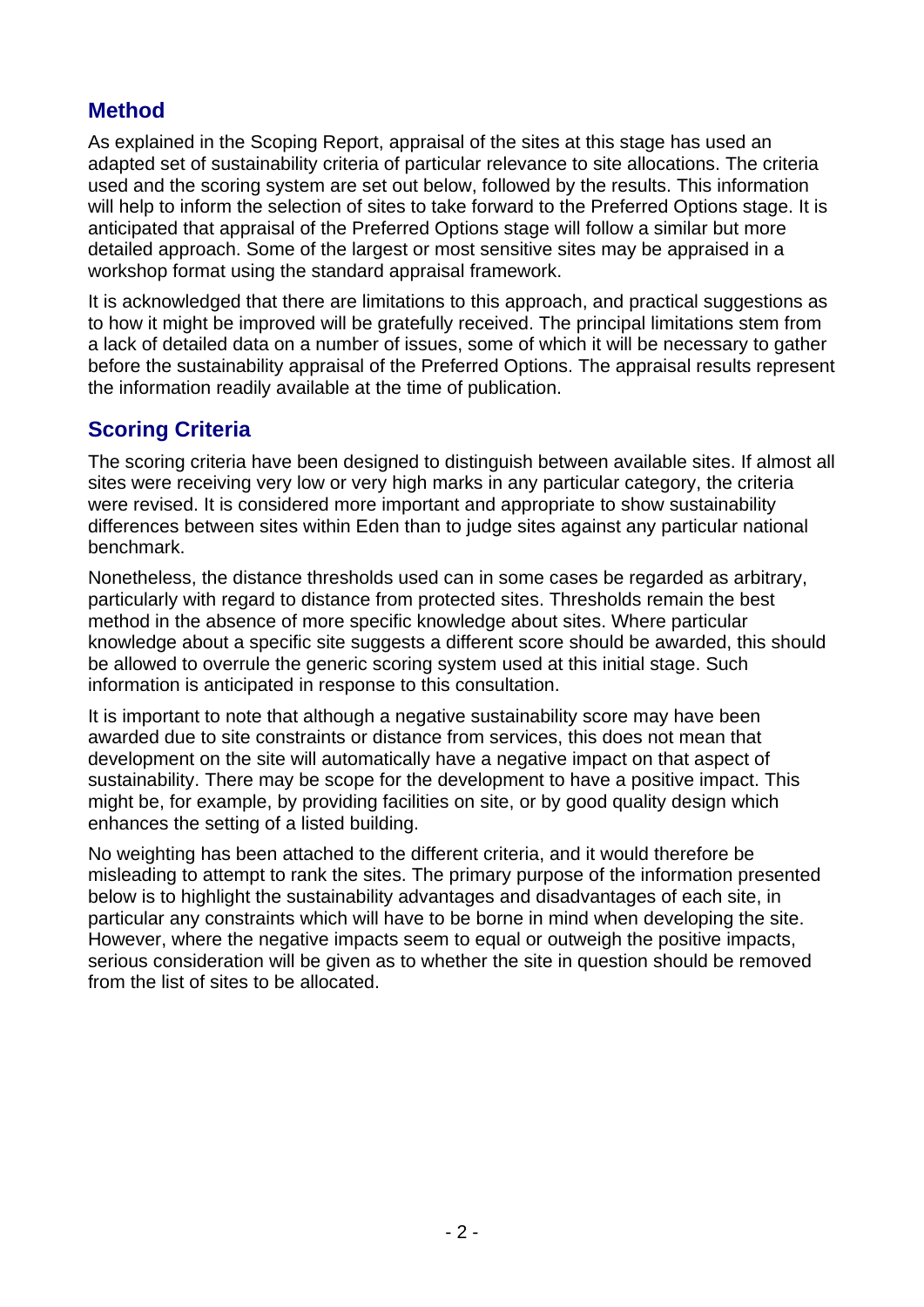## Method

As explained in the Scoping Report, appraisal of the sites at this stage has used an adapted set of sustainability criteria of particular relevance to site allocations. The criteria used and the scoring system are set out below, followed by the results. This information will help to inform the selection of sites to take forward to the Preferred Options stage. It is anticipated that appraisal of the Preferred Options stage will follow a similar but more detailed approach. Some of the largest or most sensitive sites may be appraised in a workshop format using the standard appraisal framework.

It is acknowledged that there are limitations to this approach, and practical suggestions as to how it might be improved will be gratefully received. The principal limitations stem from a lack of detailed data on a number of issues, some of which it will be necessary to gather before the sustainability appraisal of the Preferred Options. The appraisal results represent the information readily available at the time of publication.

## Scoring Criteria

The scoring criteria have been designed to distinguish between available sites. If almost all sites were receiving very low or very high marks in any particular category, the criteria were revised. It is considered more important and appropriate to show sustainability differences between sites within Eden than to judge sites against any particular national benchmark.

Nonetheless, the distance thresholds used can in some cases be regarded as arbitrary, particularly with regard to distance from protected sites. Thresholds remain the best method in the absence of more specific knowledge about sites. Where particular knowledge about a specific site suggests a different score should be awarded, this should be allowed to overrule the generic scoring system used at this initial stage. Such information is anticipated in response to this consultation.

It is important to note that although a negative sustainability score may have been awarded due to site constraints or distance from services, this does not mean that development on the site will automatically have a negative impact on that aspect of sustainability. There may be scope for the development to have a positive impact. This might be, for example, by providing facilities on site, or by good quality design which enhances the setting of a listed building.

No weighting has been attached to the different criteria, and it would therefore be misleading to attempt to rank the sites. The primary purpose of the information presented below is to highlight the sustainability advantages and disadvantages of each site, in particular any constraints which will have to be borne in mind when developing the site. However, where the negative impacts seem to equal or outweigh the positive impacts, serious consideration will be given as to whether the site in question should be removed from the list of sites to be allocated.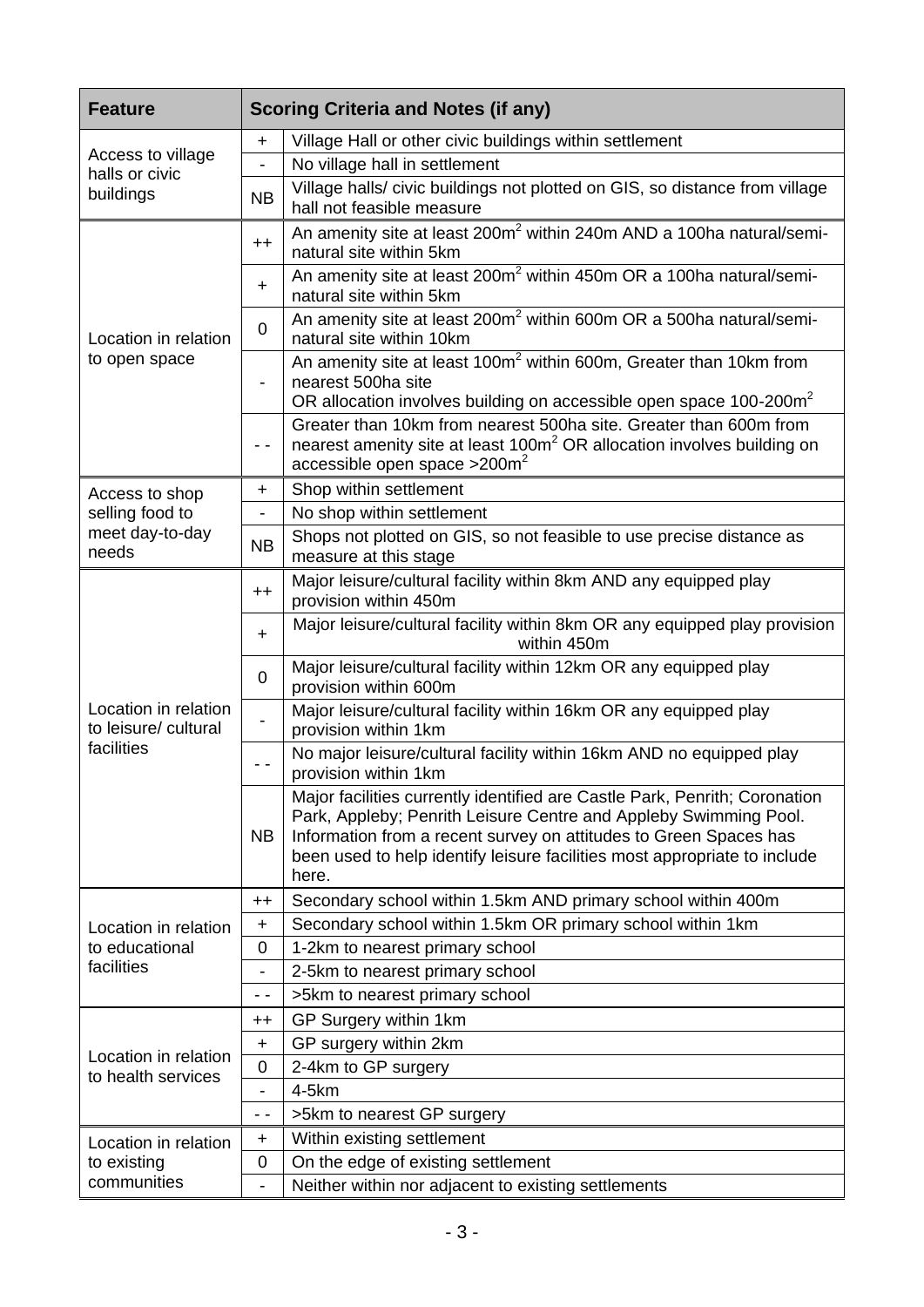| Feature | Scoring Criteria and Notes (if any) | |
|---|---|---|
| Access to village halls or civic buildings | + | Village Hall or other civic buildings within settlement |
| | - | No village hall in settlement |
| | NB | Village halls/ civic buildings not plotted on GIS, so distance from village hall not feasible measure |
| Location in relation to open space | ++ | An amenity site at least 200m$^2$ within 240m AND a 100ha natural/semi-natural site within 5km |
| | + | An amenity site at least 200m$^2$ within 450m OR a 100ha natural/semi-natural site within 5km |
| | 0 | An amenity site at least 200m$^2$ within 600m OR a 500ha natural/semi-natural site within 10km |
| | - | An amenity site at least 100m$^2$ within 600m, Greater than 10km from nearest 500ha site OR allocation involves building on accessible open space 100-200m$^2$ |
| | - - | Greater than 10km from nearest 500ha site. Greater than 600m from nearest amenity site at least 100m$^2$ OR allocation involves building on accessible open space >200m$^2$ |
| Access to shop selling food to meet day-to-day needs | + | Shop within settlement |
| | - | No shop within settlement |
| | NB | Shops not plotted on GIS, so not feasible to use precise distance as measure at this stage |
| Location in relation to leisure/ cultural facilities | ++ | Major leisure/cultural facility within 8km AND any equipped play provision within 450m |
| | + | Major leisure/cultural facility within 8km OR any equipped play provision within 450m |
| | 0 | Major leisure/cultural facility within 12km OR any equipped play provision within 600m |
| | - | Major leisure/cultural facility within 16km OR any equipped play provision within 1km |
| | - - | No major leisure/cultural facility within 16km AND no equipped play provision within 1km |
| | NB | Major facilities currently identified are Castle Park, Penrith; Coronation Park, Appleby; Penrith Leisure Centre and Appleby Swimming Pool. Information from a recent survey on attitudes to Green Spaces has been used to help identify leisure facilities most appropriate to include here. |
| Location in relation to educational facilities | ++ | Secondary school within 1.5km AND primary school within 400m |
| | + | Secondary school within 1.5km OR primary school within 1km |
| | 0 | 1-2km to nearest primary school |
| | - | 2-5km to nearest primary school |
| | - - | >5km to nearest primary school |
| Location in relation to health services | ++ | GP Surgery within 1km |
| | + | GP surgery within 2km |
| | 0 | 2-4km to GP surgery |
| | - | 4-5km |
| | - - | >5km to nearest GP surgery |
| Location in relation to existing communities | + | Within existing settlement |
| | 0 | On the edge of existing settlement |
| | - | Neither within nor adjacent to existing settlements |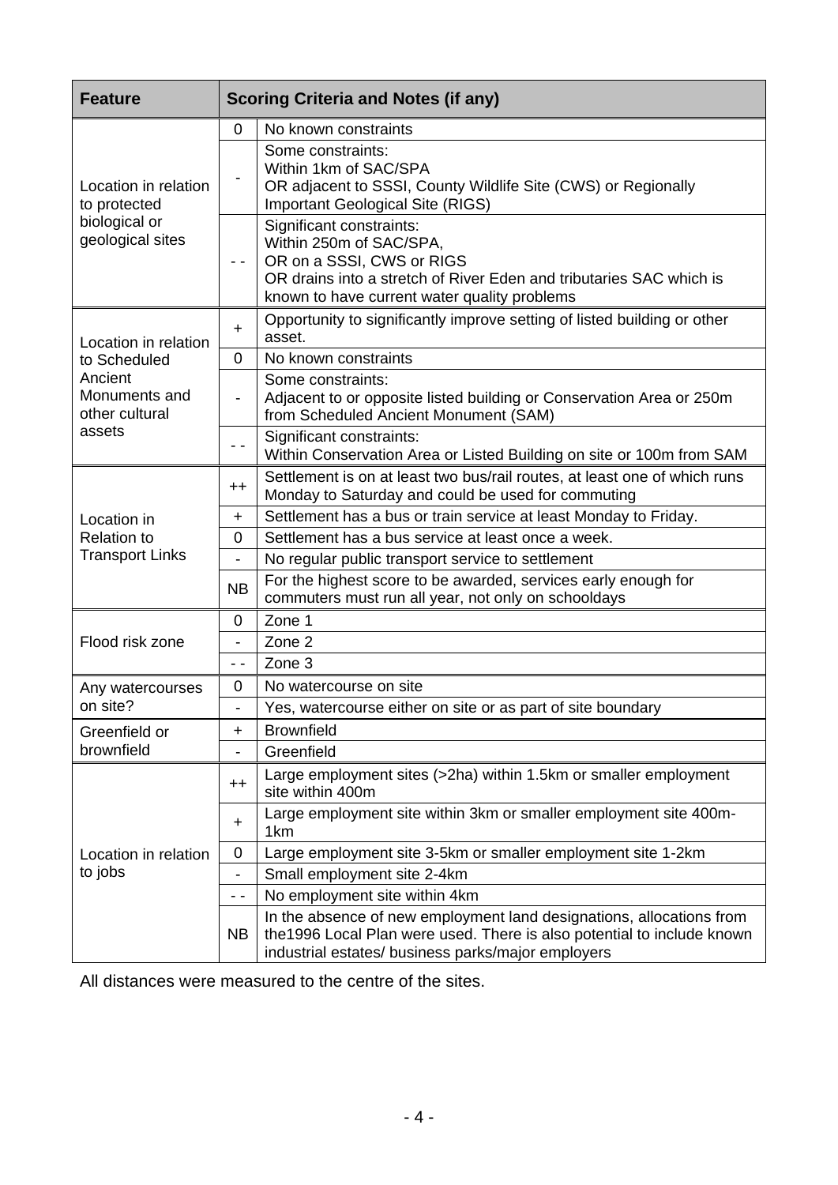| Feature | Scoring Criteria and Notes (if any) | |
|---|---|---|
| Location in relation to protected biological or geological sites | 0 | No known constraints |
| | - | Some constraints:<br>Within 1km of SAC/SPA<br>OR adjacent to SSSI, County Wildlife Site (CWS) or Regionally Important Geological Site (RIGS) |
| | - - | Significant constraints:<br>Within 250m of SAC/SPA,<br>OR on a SSSI, CWS or RIGS<br>OR drains into a stretch of River Eden and tributaries SAC which is known to have current water quality problems |
| Location in relation to Scheduled Ancient Monuments and other cultural assets | + | Opportunity to significantly improve setting of listed building or other asset. |
| | 0 | No known constraints |
| | - | Some constraints:<br>Adjacent to or opposite listed building or Conservation Area or 250m from Scheduled Ancient Monument (SAM) |
| | - - | Significant constraints:<br>Within Conservation Area or Listed Building on site or 100m from SAM |
| Location in Relation to Transport Links | ++ | Settlement is on at least two bus/rail routes, at least one of which runs Monday to Saturday and could be used for commuting |
| | + | Settlement has a bus or train service at least Monday to Friday. |
| | 0 | Settlement has a bus service at least once a week. |
| | - | No regular public transport service to settlement |
| | NB | For the highest score to be awarded, services early enough for commuters must run all year, not only on schooldays |
| Flood risk zone | 0 | Zone 1 |
| | - | Zone 2 |
| | - - | Zone 3 |
| Any watercourses on site? | 0 | No watercourse on site |
| | - | Yes, watercourse either on site or as part of site boundary |
| Greenfield or brownfield | + | Brownfield |
| | - | Greenfield |
| Location in relation to jobs | ++ | Large employment sites (>2ha) within 1.5km or smaller employment site within 400m |
| | + | Large employment site within 3km or smaller employment site 400m-1km |
| | 0 | Large employment site 3-5km or smaller employment site 1-2km |
| | - | Small employment site 2-4km |
| | - - | No employment site within 4km |
| | NB | In the absence of new employment land designations, allocations from the1996 Local Plan were used. There is also potential to include known industrial estates/ business parks/major employers |

All distances were measured to the centre of the sites.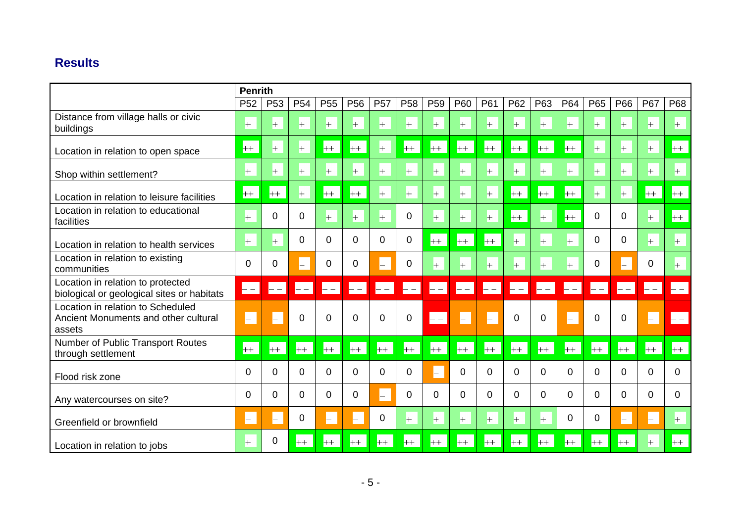## Results

| | Penrith | | | | | | | | | | | | | | | | |
|---|---|---|---|---|---|---|---|---|---|---|---|---|---|---|---|---|---|
| | P52 | P53 | P54 | P55 | P56 | P57 | P58 | P59 | P60 | P61 | P62 | P63 | P64 | P65 | P66 | P67 | P68 |
| Distance from village halls or civic buildings | + | + | + | + | + | + | + | + | + | + | + | + | + | + | + | + | + |
| Location in relation to open space | ++ | + | + | ++ | ++ | + | ++ | ++ | ++ | ++ | ++ | ++ | ++ | + | + | + | ++ |
| Shop within settlement? | + | + | + | + | + | + | + | + | + | + | + | + | + | + | + | + | + |
| Location in relation to leisure facilities | ++ | ++ | + | ++ | ++ | + | + | + | + | + | ++ | ++ | ++ | + | + | ++ | ++ |
| Location in relation to educational facilities | + | 0 | 0 | + | + | + | 0 | + | + | + | ++ | + | ++ | 0 | 0 | + | ++ |
| Location in relation to health services | + | + | 0 | 0 | 0 | 0 | 0 | ++ | ++ | ++ | + | + | + | 0 | 0 | + | + |
| Location in relation to existing communities | 0 | 0 | – | 0 | 0 | – | 0 | + | + | + | + | + | + | 0 | – | 0 | + |
| Location in relation to protected biological or geological sites or habitats | – – | – – | – – | – – | – – | – – | – – | – – | – – | – – | – – | – – | – – | – – | – – | – – | – – |
| Location in relation to Scheduled Ancient Monuments and other cultural assets | – | – | 0 | 0 | 0 | 0 | 0 | – – | – | – | 0 | 0 | – | 0 | 0 | – | – – |
| Number of Public Transport Routes through settlement | ++ | ++ | ++ | ++ | ++ | ++ | ++ | ++ | ++ | ++ | ++ | ++ | ++ | ++ | ++ | ++ | ++ |
| Flood risk zone | 0 | 0 | 0 | 0 | 0 | 0 | 0 | – | 0 | 0 | 0 | 0 | 0 | 0 | 0 | 0 | 0 |
| Any watercourses on site? | 0 | 0 | 0 | 0 | 0 | – | 0 | 0 | 0 | 0 | 0 | 0 | 0 | 0 | 0 | 0 | 0 |
| Greenfield or brownfield | – | – | 0 | – | – | 0 | + | + | + | + | + | + | 0 | 0 | – | – | + |
| Location in relation to jobs | + | 0 | ++ | ++ | ++ | ++ | ++ | ++ | ++ | ++ | ++ | ++ | ++ | ++ | ++ | + | ++ |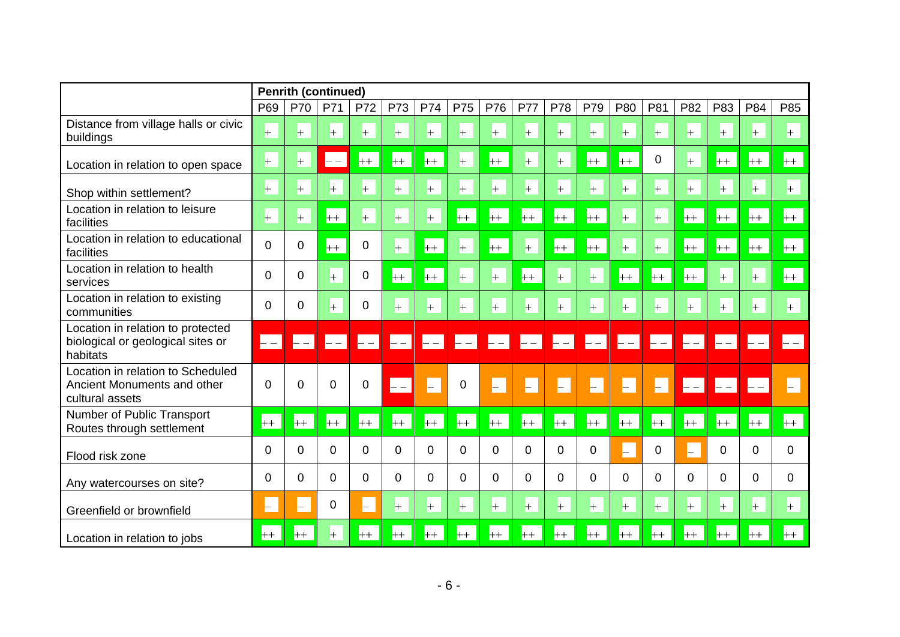| | Penrith (continued) | | | | | | | | | | | | | | | | |
|---|---|---|---|---|---|---|---|---|---|---|---|---|---|---|---|---|---|
| | P69 | P70 | P71 | P72 | P73 | P74 | P75 | P76 | P77 | P78 | P79 | P80 | P81 | P82 | P83 | P84 | P85 |
| Distance from village halls or civic buildings | + | + | + | + | + | + | + | + | + | + | + | + | + | + | + | + | + |
| Location in relation to open space | + | + | – – | ++ | ++ | ++ | + | ++ | + | + | ++ | ++ | 0 | + | ++ | ++ | ++ |
| Shop within settlement? | + | + | + | + | + | + | + | + | + | + | + | + | + | + | + | + | + |
| Location in relation to leisure facilities | + | + | ++ | + | + | + | ++ | ++ | ++ | ++ | ++ | + | + | ++ | ++ | ++ | ++ |
| Location in relation to educational facilities | 0 | 0 | ++ | 0 | + | ++ | + | ++ | + | ++ | ++ | + | + | ++ | ++ | ++ | ++ |
| Location in relation to health services | 0 | 0 | + | 0 | ++ | ++ | + | + | ++ | + | + | ++ | ++ | ++ | + | + | ++ |
| Location in relation to existing communities | 0 | 0 | + | 0 | + | + | + | + | + | + | + | + | + | + | + | + | + |
| Location in relation to protected biological or geological sites or habitats | – – | – – | – – | – – | – – | – – | – – | – – | – – | – – | – – | – – | – – | – – | – – | – – | – – |
| Location in relation to Scheduled Ancient Monuments and other cultural assets | 0 | 0 | 0 | 0 | – – | – | 0 | – | – | – | – | – | – | – – | – – | – – | – |
| Number of Public Transport Routes through settlement | ++ | ++ | ++ | ++ | ++ | ++ | ++ | ++ | ++ | ++ | ++ | ++ | ++ | ++ | ++ | ++ | ++ |
| Flood risk zone | 0 | 0 | 0 | 0 | 0 | 0 | 0 | 0 | 0 | 0 | 0 | – | 0 | – | 0 | 0 | 0 |
| Any watercourses on site? | 0 | 0 | 0 | 0 | 0 | 0 | 0 | 0 | 0 | 0 | 0 | 0 | 0 | 0 | 0 | 0 | 0 |
| Greenfield or brownfield | – | – | 0 | – | + | + | + | + | + | + | + | + | + | + | + | + | + |
| Location in relation to jobs | ++ | ++ | + | ++ | ++ | ++ | ++ | ++ | ++ | ++ | ++ | ++ | ++ | ++ | ++ | ++ | ++ |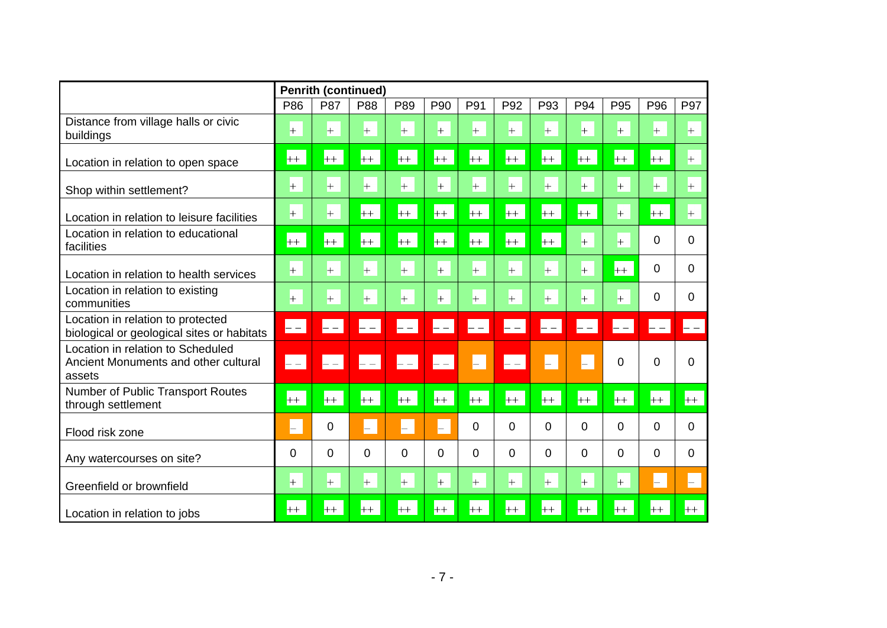| | Penrith (continued) | | | | | | | | | | | |
|---|---|---|---|---|---|---|---|---|---|---|---|---|
| | P86 | P87 | P88 | P89 | P90 | P91 | P92 | P93 | P94 | P95 | P96 | P97 |
| Distance from village halls or civic buildings | + | + | + | + | + | + | + | + | + | + | + | + |
| Location in relation to open space | ++ | ++ | ++ | ++ | ++ | ++ | ++ | ++ | ++ | ++ | ++ | + |
| Shop within settlement? | + | + | + | + | + | + | + | + | + | + | + | + |
| Location in relation to leisure facilities | + | + | ++ | ++ | ++ | ++ | ++ | ++ | ++ | + | ++ | + |
| Location in relation to educational facilities | ++ | ++ | ++ | ++ | ++ | ++ | ++ | ++ | + | + | 0 | 0 |
| Location in relation to health services | + | + | + | + | + | + | + | + | + | ++ | 0 | 0 |
| Location in relation to existing communities | + | + | + | + | + | + | + | + | + | + | 0 | 0 |
| Location in relation to protected biological or geological sites or habitats | – – | – – | – – | – – | – – | – – | – – | – – | – – | – – | – – | – – |
| Location in relation to Scheduled Ancient Monuments and other cultural assets | – – | – – | – – | – – | – – | – | – – | – | – | 0 | 0 | 0 |
| Number of Public Transport Routes through settlement | ++ | ++ | ++ | ++ | ++ | ++ | ++ | ++ | ++ | ++ | ++ | ++ |
| Flood risk zone | – | 0 | – | – | – | 0 | 0 | 0 | 0 | 0 | 0 | 0 |
| Any watercourses on site? | 0 | 0 | 0 | 0 | 0 | 0 | 0 | 0 | 0 | 0 | 0 | 0 |
| Greenfield or brownfield | + | + | + | + | + | + | + | + | + | + | – | – |
| Location in relation to jobs | ++ | ++ | ++ | ++ | ++ | ++ | ++ | ++ | ++ | ++ | ++ | ++ |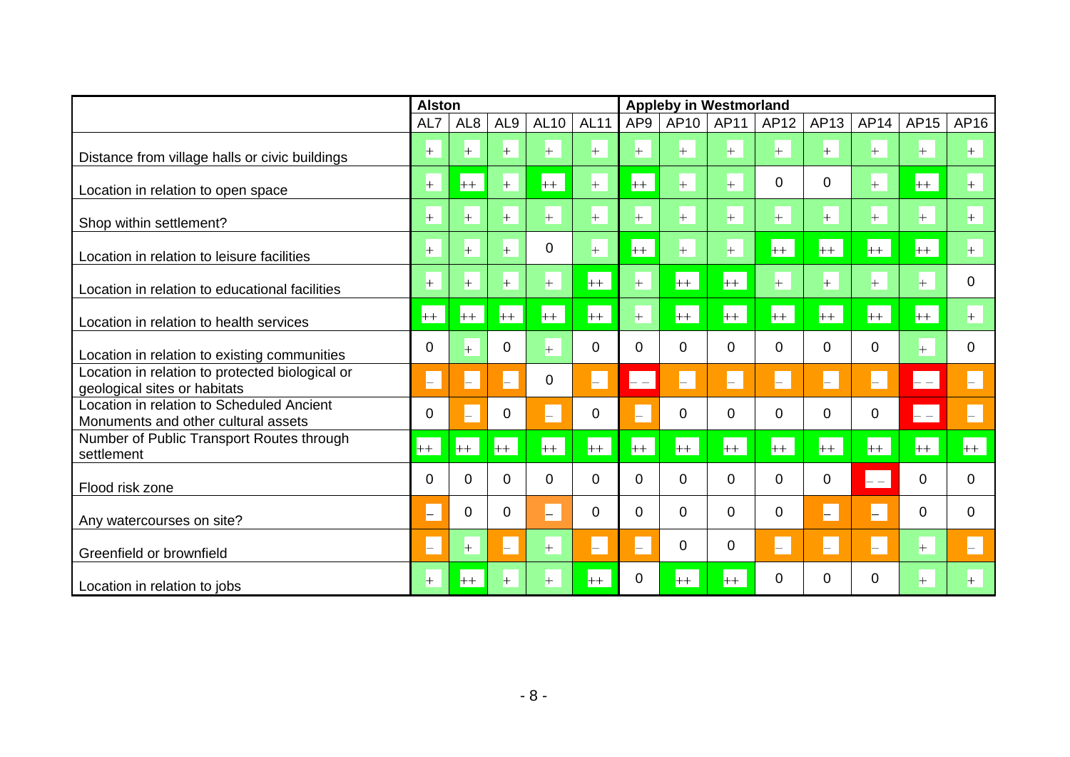| | Alston | | | | | Appleby in Westmorland | | | | | | | |
|---|---|---|---|---|---|---|---|---|---|---|---|---|---|
| | AL7 | AL8 | AL9 | AL10 | AL11 | AP9 | AP10 | AP11 | AP12 | AP13 | AP14 | AP15 | AP16 |
| Distance from village halls or civic buildings | + | + | + | + | + | + | + | + | + | + | + | + | + |
| Location in relation to open space | + | ++ | + | ++ | + | ++ | + | + | 0 | 0 | + | ++ | + |
| Shop within settlement? | + | + | + | + | + | + | + | + | + | + | + | + | + |
| Location in relation to leisure facilities | + | + | + | 0 | + | ++ | + | + | ++ | ++ | ++ | ++ | + |
| Location in relation to educational facilities | + | + | + | + | ++ | + | ++ | ++ | + | + | + | + | 0 |
| Location in relation to health services | ++ | ++ | ++ | ++ | ++ | + | ++ | ++ | ++ | ++ | ++ | ++ | + |
| Location in relation to existing communities | 0 | + | 0 | + | 0 | 0 | 0 | 0 | 0 | 0 | 0 | + | 0 |
| Location in relation to protected biological or geological sites or habitats | – | – | – | 0 | – | – – | – | – | – | – | – | – – | – |
| Location in relation to Scheduled Ancient Monuments and other cultural assets | 0 | – | 0 | – | 0 | – | 0 | 0 | 0 | 0 | 0 | – – | – |
| Number of Public Transport Routes through settlement | ++ | ++ | ++ | ++ | ++ | ++ | ++ | ++ | ++ | ++ | ++ | ++ | ++ |
| Flood risk zone | 0 | 0 | 0 | 0 | 0 | 0 | 0 | 0 | 0 | 0 | – – | 0 | 0 |
| Any watercourses on site? | – | 0 | 0 | – | 0 | 0 | 0 | 0 | 0 | – | – | 0 | 0 |
| Greenfield or brownfield | – | + | – | + | – | – | 0 | 0 | – | – | – | + | – |
| Location in relation to jobs | + | ++ | + | + | ++ | 0 | ++ | ++ | 0 | 0 | 0 | + | + |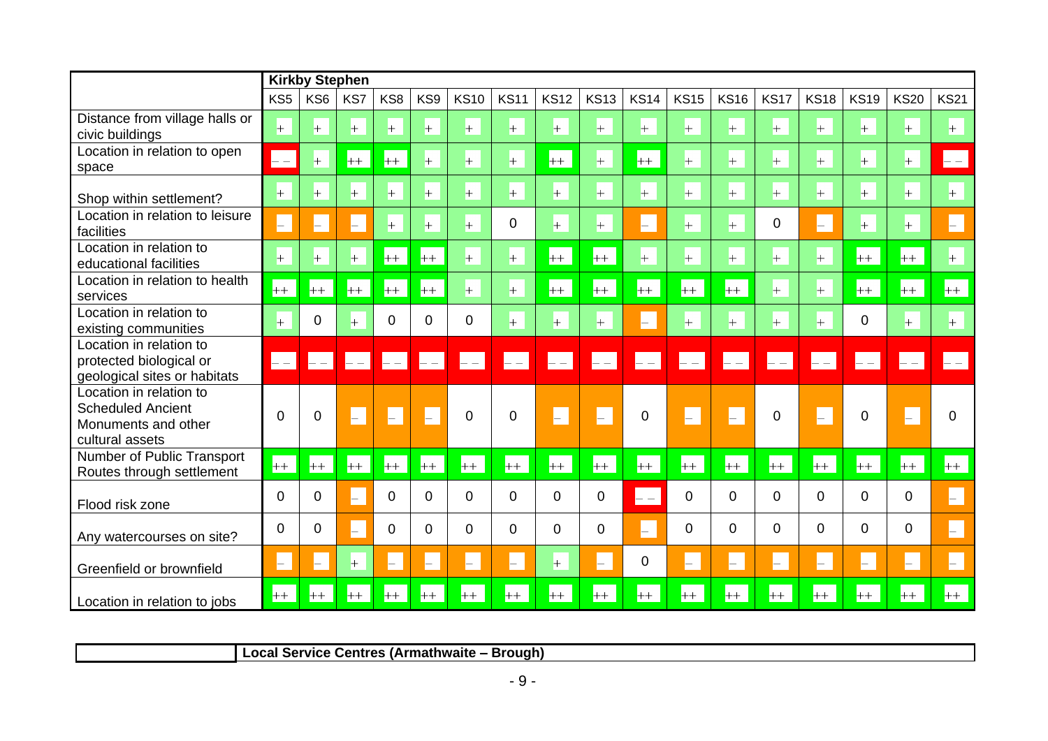| | Kirkby Stephen | | | | | | | | | | | | | | | | |
|---|---|---|---|---|---|---|---|---|---|---|---|---|---|---|---|---|---|
| | KS5 | KS6 | KS7 | KS8 | KS9 | KS10 | KS11 | KS12 | KS13 | KS14 | KS15 | KS16 | KS17 | KS18 | KS19 | KS20 | KS21 |
| Distance from village halls or civic buildings | + | + | + | + | + | + | + | + | + | + | + | + | + | + | + | + | + |
| Location in relation to open space | – – | + | ++ | ++ | + | + | + | ++ | + | ++ | + | + | + | + | + | + | – – |
| Shop within settlement? | + | + | + | + | + | + | + | + | + | + | + | + | + | + | + | + | + |
| Location in relation to leisure facilities | – | – | – | + | + | + | 0 | + | + | – | + | + | 0 | – | + | + | – |
| Location in relation to educational facilities | + | + | + | ++ | ++ | + | + | ++ | ++ | + | + | + | + | + | ++ | ++ | + |
| Location in relation to health services | ++ | ++ | ++ | ++ | ++ | + | + | ++ | ++ | ++ | ++ | ++ | + | + | ++ | ++ | ++ |
| Location in relation to existing communities | + | 0 | + | 0 | 0 | 0 | + | + | + | – | + | + | + | + | 0 | + | + |
| Location in relation to protected biological or geological sites or habitats | – – | – – | – – | – – | – – | – – | – – | – – | – – | – – | – – | – – | – – | – – | – – | – – | – – |
| Location in relation to Scheduled Ancient Monuments and other cultural assets | 0 | 0 | – | – | – | 0 | 0 | – | – | 0 | – | – | 0 | – | 0 | – | 0 |
| Number of Public Transport Routes through settlement | ++ | ++ | ++ | ++ | ++ | ++ | ++ | ++ | ++ | ++ | ++ | ++ | ++ | ++ | ++ | ++ | ++ |
| Flood risk zone | 0 | 0 | – | 0 | 0 | 0 | 0 | 0 | 0 | – – | 0 | 0 | 0 | 0 | 0 | 0 | – |
| Any watercourses on site? | 0 | 0 | – | 0 | 0 | 0 | 0 | 0 | 0 | – | 0 | 0 | 0 | 0 | 0 | 0 | – |
| Greenfield or brownfield | – | – | + | – | – | – | – | + | – | 0 | – | – | – | – | – | – | – |
| Location in relation to jobs | ++ | ++ | ++ | ++ | ++ | ++ | ++ | ++ | ++ | ++ | ++ | ++ | ++ | ++ | ++ | ++ | ++ |

| | Local Service Centres (Armathwaite – Brough) |
|---|---|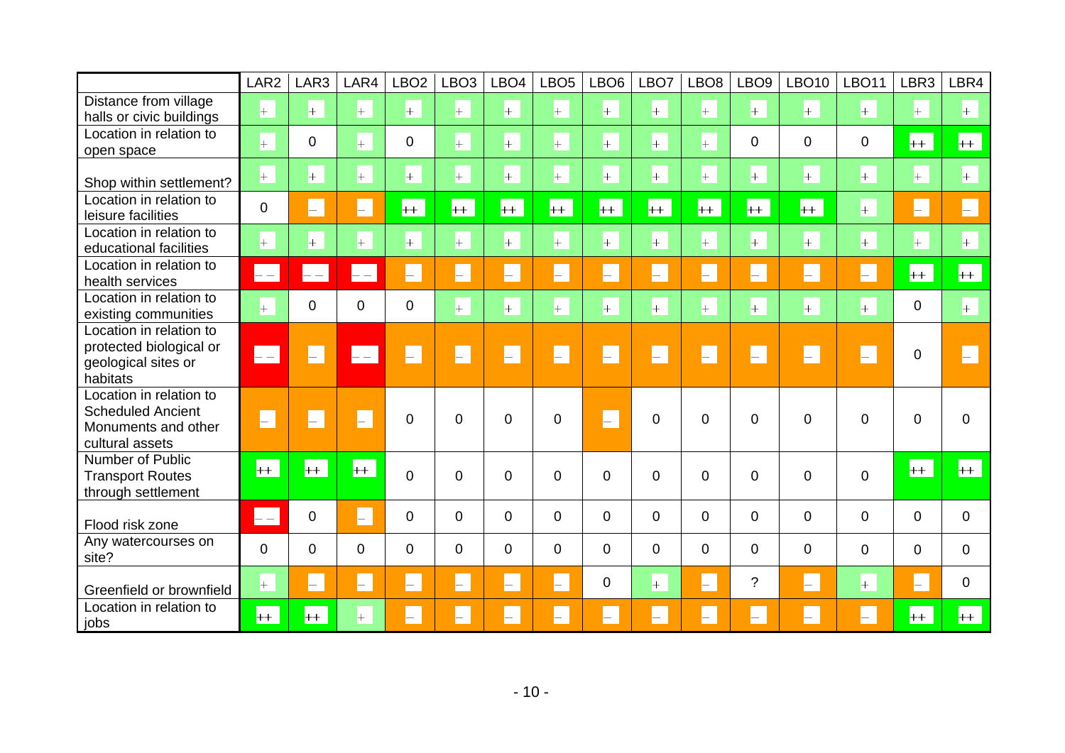| | LAR2 | LAR3 | LAR4 | LBO2 | LBO3 | LBO4 | LBO5 | LBO6 | LBO7 | LBO8 | LBO9 | LBO10 | LBO11 | LBR3 | LBR4 |
|---|---|---|---|---|---|---|---|---|---|---|---|---|---|---|---|
| Distance from village halls or civic buildings | + | + | + | + | + | + | + | + | + | + | + | + | + | + | + |
| Location in relation to open space | + | 0 | + | 0 | + | + | + | + | + | + | 0 | 0 | 0 | ++ | ++ |
| Shop within settlement? | + | + | + | + | + | + | + | + | + | + | + | + | + | + | + |
| Location in relation to leisure facilities | 0 | – | – | ++ | ++ | ++ | ++ | ++ | ++ | ++ | ++ | ++ | + | – | – |
| Location in relation to educational facilities | + | + | + | + | + | + | + | + | + | + | + | + | + | + | + |
| Location in relation to health services | – – | – – | – – | – | – | – | – | – | – | – | – | – | – | ++ | ++ |
| Location in relation to existing communities | + | 0 | 0 | 0 | + | + | + | + | + | + | + | + | + | 0 | + |
| Location in relation to protected biological or geological sites or habitats | – – | – | – – | – | – | – | – | – | – | – | – | – | – | 0 | – |
| Location in relation to Scheduled Ancient Monuments and other cultural assets | – | – | – | 0 | 0 | 0 | 0 | – | 0 | 0 | 0 | 0 | 0 | 0 | 0 |
| Number of Public Transport Routes through settlement | ++ | ++ | ++ | 0 | 0 | 0 | 0 | 0 | 0 | 0 | 0 | 0 | 0 | ++ | ++ |
| Flood risk zone | – – | 0 | – | 0 | 0 | 0 | 0 | 0 | 0 | 0 | 0 | 0 | 0 | 0 | 0 |
| Any watercourses on site? | 0 | 0 | 0 | 0 | 0 | 0 | 0 | 0 | 0 | 0 | 0 | 0 | 0 | 0 | 0 |
| Greenfield or brownfield | + | – | – | – | – | – | – | 0 | + | – | ? | – | + | – | 0 |
| Location in relation to jobs | ++ | ++ | + | – | – | – | – | – | – | – | – | – | – | ++ | ++ |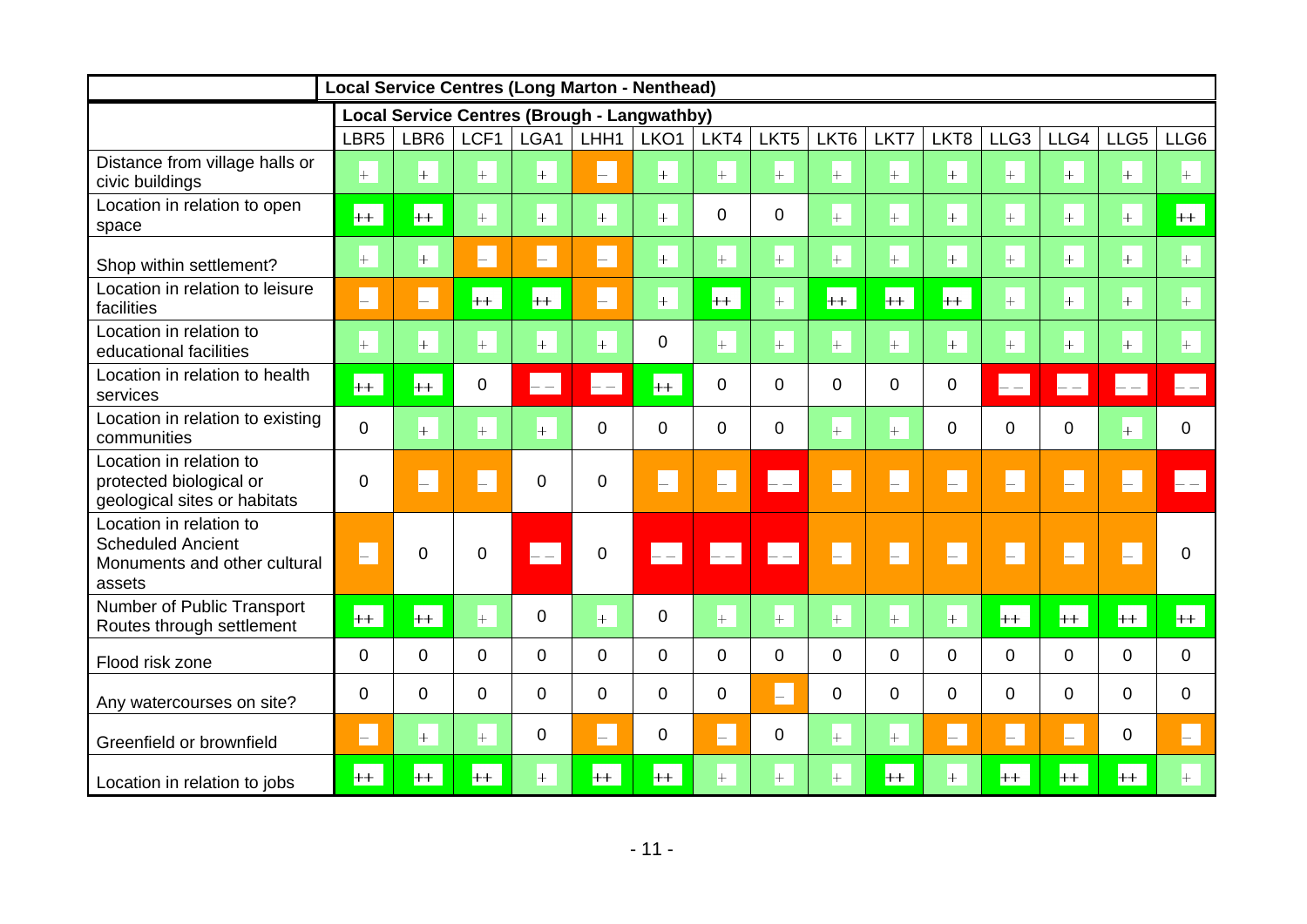| | Local Service Centres (Long Marton - Nenthead) | | | | | | | | | | | | | | |
|---|---|---|---|---|---|---|---|---|---|---|---|---|---|---|---|
| | Local Service Centres (Brough - Langwathby) | | | | | | | | | | | | | | |
| | LBR5 | LBR6 | LCF1 | LGA1 | LHH1 | LKO1 | LKT4 | LKT5 | LKT6 | LKT7 | LKT8 | LLG3 | LLG4 | LLG5 | LLG6 |
| Distance from village halls or civic buildings | + | + | + | + | – | + | + | + | + | + | + | + | + | + | + |
| Location in relation to open space | ++ | ++ | + | + | + | + | 0 | 0 | + | + | + | + | + | + | ++ |
| Shop within settlement? | + | + | – | – | – | + | + | + | + | + | + | + | + | + | + |
| Location in relation to leisure facilities | – | – | ++ | ++ | – | + | ++ | + | ++ | ++ | ++ | + | + | + | + |
| Location in relation to educational facilities | + | + | + | + | + | 0 | + | + | + | + | + | + | + | + | + |
| Location in relation to health services | ++ | ++ | 0 | – – | – – | ++ | 0 | 0 | 0 | 0 | 0 | – – | – – | – – | – – |
| Location in relation to existing communities | 0 | + | + | + | 0 | 0 | 0 | 0 | + | + | 0 | 0 | 0 | + | 0 |
| Location in relation to protected biological or geological sites or habitats | 0 | – | – | 0 | 0 | – | – | – – | – | – | – | – | – | – | – – |
| Location in relation to Scheduled Ancient Monuments and other cultural assets | – | 0 | 0 | – – | 0 | – – | – – | – – | – | – | – | – | – | – | 0 |
| Number of Public Transport Routes through settlement | ++ | ++ | + | 0 | + | 0 | + | + | + | + | + | ++ | ++ | ++ | ++ |
| Flood risk zone | 0 | 0 | 0 | 0 | 0 | 0 | 0 | 0 | 0 | 0 | 0 | 0 | 0 | 0 | 0 |
| Any watercourses on site? | 0 | 0 | 0 | 0 | 0 | 0 | 0 | – | 0 | 0 | 0 | 0 | 0 | 0 | 0 |
| Greenfield or brownfield | – | + | + | 0 | – | 0 | – | 0 | + | + | – | – | – | 0 | – |
| Location in relation to jobs | ++ | ++ | ++ | + | ++ | ++ | + | + | + | ++ | + | ++ | ++ | ++ | + |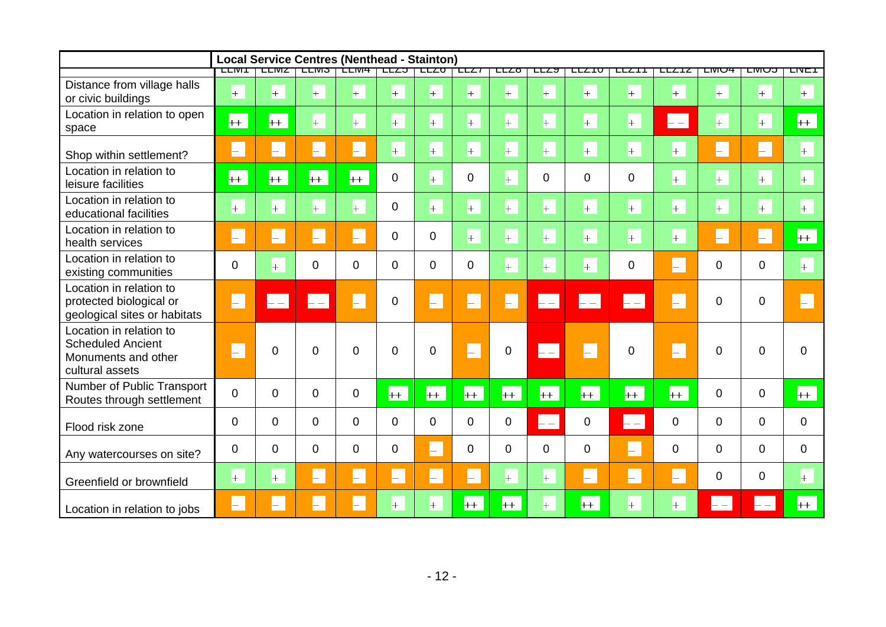| | Local Service Centres (Nenthead - Stainton) | | | | | | | | | | | | | | |
|---|---|---|---|---|---|---|---|---|---|---|---|---|---|---|---|
| | LLM1 | LLM2 | LLM3 | LLM4 | LLZ5 | LLZ6 | LLZ7 | LLZ8 | LLZ9 | LLZ10 | LLZ11 | LLZ12 | LMO4 | LMO5 | LNE1 |
| Distance from village halls or civic buildings | + | + | + | + | + | + | + | + | + | + | + | + | + | + | + |
| Location in relation to open space | ++ | ++ | + | + | + | + | + | + | + | + | + | – – | + | + | ++ |
| Shop within settlement? | – | – | – | – | + | + | + | + | + | + | + | + | – | – | + |
| Location in relation to leisure facilities | ++ | ++ | ++ | ++ | 0 | + | 0 | + | 0 | 0 | 0 | + | + | + | + |
| Location in relation to educational facilities | + | + | + | + | 0 | + | + | + | + | + | + | + | + | + | + |
| Location in relation to health services | – | – | – | – | 0 | 0 | + | + | + | + | + | + | – | – | ++ |
| Location in relation to existing communities | 0 | + | 0 | 0 | 0 | 0 | 0 | + | + | + | 0 | – | 0 | 0 | + |
| Location in relation to protected biological or geological sites or habitats | – | – – | – – | – | 0 | – | – | – | – – | – – | – – | – | 0 | 0 | – |
| Location in relation to Scheduled Ancient Monuments and other cultural assets | – | 0 | 0 | 0 | 0 | 0 | – | 0 | – – | – | 0 | – | 0 | 0 | 0 |
| Number of Public Transport Routes through settlement | 0 | 0 | 0 | 0 | ++ | ++ | ++ | ++ | ++ | ++ | ++ | ++ | 0 | 0 | ++ |
| Flood risk zone | 0 | 0 | 0 | 0 | 0 | 0 | 0 | 0 | – – | 0 | – – | 0 | 0 | 0 | 0 |
| Any watercourses on site? | 0 | 0 | 0 | 0 | 0 | – | 0 | 0 | 0 | 0 | – | 0 | 0 | 0 | 0 |
| Greenfield or brownfield | + | + | – | – | – | – | – | + | + | – | – | – | 0 | 0 | + |
| Location in relation to jobs | – | – | – | – | + | + | ++ | ++ | + | ++ | + | + | – – | – – | ++ |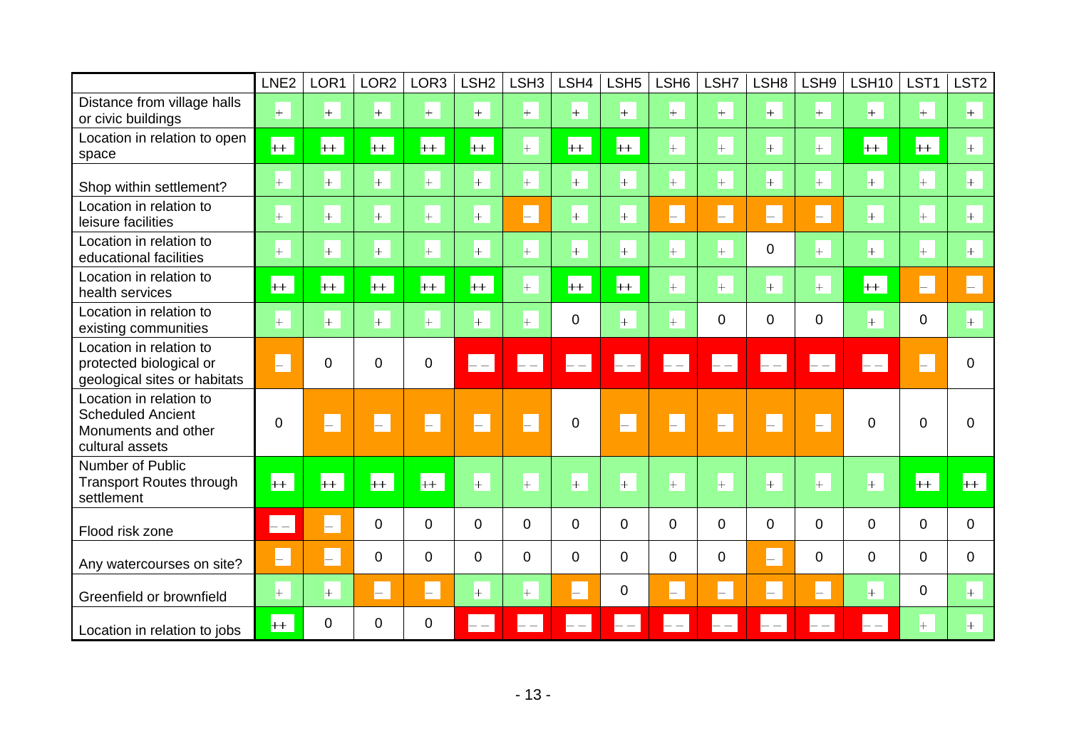| | LNE2 | LOR1 | LOR2 | LOR3 | LSH2 | LSH3 | LSH4 | LSH5 | LSH6 | LSH7 | LSH8 | LSH9 | LSH10 | LST1 | LST2 |
|---|---|---|---|---|---|---|---|---|---|---|---|---|---|---|---|
| Distance from village halls or civic buildings | + | + | + | + | + | + | + | + | + | + | + | + | + | + | + |
| Location in relation to open space | ++ | ++ | ++ | ++ | ++ | + | ++ | ++ | + | + | + | + | ++ | ++ | + |
| Shop within settlement? | + | + | + | + | + | + | + | + | + | + | + | + | + | + | + |
| Location in relation to leisure facilities | + | + | + | + | + | – | + | + | – | – | – | – | + | + | + |
| Location in relation to educational facilities | + | + | + | + | + | + | + | + | + | + | 0 | + | + | + | + |
| Location in relation to health services | ++ | ++ | ++ | ++ | ++ | + | ++ | ++ | + | + | + | + | ++ | – | – |
| Location in relation to existing communities | + | + | + | + | + | + | 0 | + | + | 0 | 0 | 0 | + | 0 | + |
| Location in relation to protected biological or geological sites or habitats | – | 0 | 0 | 0 | – – | – – | – – | – – | – – | – – | – – | – – | – – | – | 0 |
| Location in relation to Scheduled Ancient Monuments and other cultural assets | 0 | – | – | – | – | – | 0 | – | – | – | – | – | 0 | 0 | 0 |
| Number of Public Transport Routes through settlement | ++ | ++ | ++ | ++ | + | + | + | + | + | + | + | + | + | ++ | ++ |
| Flood risk zone | – – | – | 0 | 0 | 0 | 0 | 0 | 0 | 0 | 0 | 0 | 0 | 0 | 0 | 0 |
| Any watercourses on site? | – | – | 0 | 0 | 0 | 0 | 0 | 0 | 0 | 0 | – | 0 | 0 | 0 | 0 |
| Greenfield or brownfield | + | + | – | – | + | + | – | 0 | – | – | – | – | + | 0 | + |
| Location in relation to jobs | ++ | 0 | 0 | 0 | – – | – – | – – | – – | – – | – – | – – | – – | – – | + | + |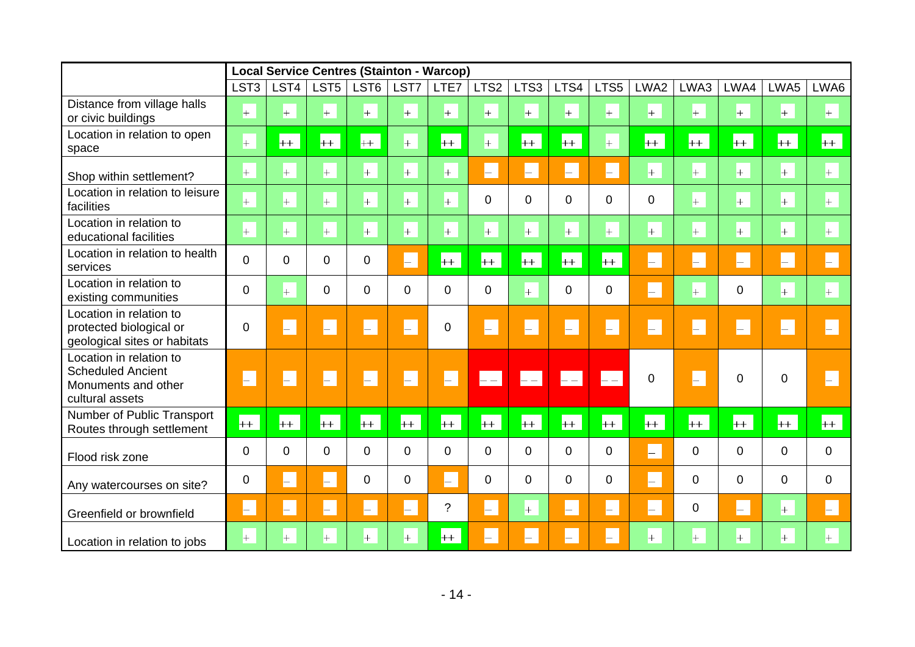| | Local Service Centres (Stainton - Warcop) | | | | | | | | | | | | | | |
|---|---|---|---|---|---|---|---|---|---|---|---|---|---|---|---|
| | LST3 | LST4 | LST5 | LST6 | LST7 | LTE7 | LTS2 | LTS3 | LTS4 | LTS5 | LWA2 | LWA3 | LWA4 | LWA5 | LWA6 |
| Distance from village halls or civic buildings | + | + | + | + | + | + | + | + | + | + | + | + | + | + | + |
| Location in relation to open space | + | ++ | ++ | ++ | + | ++ | + | ++ | ++ | + | ++ | ++ | ++ | ++ | ++ |
| Shop within settlement? | + | + | + | + | + | + | – | – | – | – | + | + | + | + | + |
| Location in relation to leisure facilities | + | + | + | + | + | + | 0 | 0 | 0 | 0 | 0 | + | + | + | + |
| Location in relation to educational facilities | + | + | + | + | + | + | + | + | + | + | + | + | + | + | + |
| Location in relation to health services | 0 | 0 | 0 | 0 | – | ++ | ++ | ++ | ++ | ++ | – | – | – | – | – |
| Location in relation to existing communities | 0 | + | 0 | 0 | 0 | 0 | 0 | + | 0 | 0 | – | + | 0 | + | + |
| Location in relation to protected biological or geological sites or habitats | 0 | – | – | – | – | 0 | – | – | – | – | – | – | – | – | – |
| Location in relation to Scheduled Ancient Monuments and other cultural assets | – | – | – | – | – | – | – – | – – | – – | – – | 0 | – | 0 | 0 | – |
| Number of Public Transport Routes through settlement | ++ | ++ | ++ | ++ | ++ | ++ | ++ | ++ | ++ | ++ | ++ | ++ | ++ | ++ | ++ |
| Flood risk zone | 0 | 0 | 0 | 0 | 0 | 0 | 0 | 0 | 0 | 0 | – | 0 | 0 | 0 | 0 |
| Any watercourses on site? | 0 | – | – | 0 | 0 | – | 0 | 0 | 0 | 0 | – | 0 | 0 | 0 | 0 |
| Greenfield or brownfield | – | – | – | – | – | ? | – | + | – | – | – | 0 | – | + | – |
| Location in relation to jobs | + | + | + | + | + | ++ | – | – | – | – | + | + | + | + | + |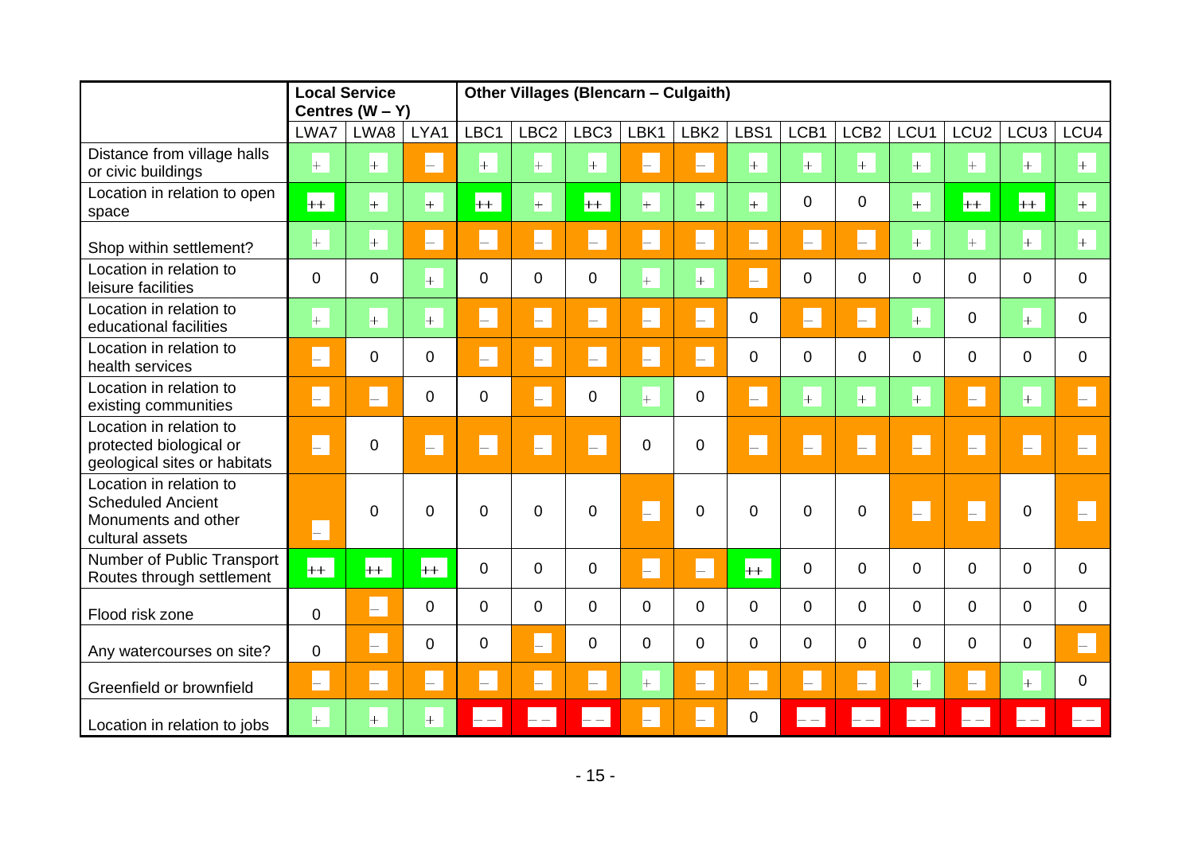| | Local Service Centres (W – Y) | | | Other Villages (Blencarn – Culgaith) | | | | | | | | | | | |
|---|---|---|---|---|---|---|---|---|---|---|---|---|---|---|---|
| | LWA7 | LWA8 | LYA1 | LBC1 | LBC2 | LBC3 | LBK1 | LBK2 | LBS1 | LCB1 | LCB2 | LCU1 | LCU2 | LCU3 | LCU4 |
| Distance from village halls or civic buildings | + | + | – | + | + | + | – | – | + | + | + | + | + | + | + |
| Location in relation to open space | ++ | + | + | ++ | + | ++ | + | + | + | 0 | 0 | + | ++ | ++ | + |
| Shop within settlement? | + | + | – | – | – | – | – | – | – | – | – | + | + | + | + |
| Location in relation to leisure facilities | 0 | 0 | + | 0 | 0 | 0 | + | + | – | 0 | 0 | 0 | 0 | 0 | 0 |
| Location in relation to educational facilities | + | + | + | – | – | – | – | – | 0 | – | – | + | 0 | + | 0 |
| Location in relation to health services | – | 0 | 0 | – | – | – | – | – | 0 | 0 | 0 | 0 | 0 | 0 | 0 |
| Location in relation to existing communities | – | – | 0 | 0 | – | 0 | + | 0 | – | + | + | + | – | + | – |
| Location in relation to protected biological or geological sites or habitats | – | 0 | – | – | – | – | 0 | 0 | – | – | – | – | – | – | – |
| Location in relation to Scheduled Ancient Monuments and other cultural assets | – | 0 | 0 | 0 | 0 | 0 | – | 0 | 0 | 0 | 0 | – | – | 0 | – |
| Number of Public Transport Routes through settlement | ++ | ++ | ++ | 0 | 0 | 0 | – | – | ++ | 0 | 0 | 0 | 0 | 0 | 0 |
| Flood risk zone | 0 | – | 0 | 0 | 0 | 0 | 0 | 0 | 0 | 0 | 0 | 0 | 0 | 0 | 0 |
| Any watercourses on site? | 0 | – | 0 | 0 | – | 0 | 0 | 0 | 0 | 0 | 0 | 0 | 0 | 0 | – |
| Greenfield or brownfield | – | – | – | – | – | – | + | – | – | – | – | + | – | + | 0 |
| Location in relation to jobs | + | + | + | – – | – – | – – | – | – | 0 | – – | – – | – – | – – | – – | – – |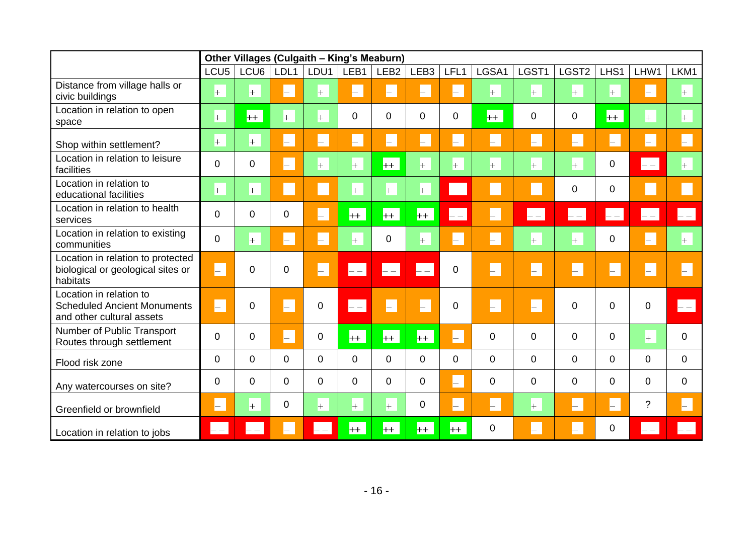| | Other Villages (Culgaith – King's Meaburn) | | | | | | | | | | | | | |
|---|---|---|---|---|---|---|---|---|---|---|---|---|---|---|
| | LCU5 | LCU6 | LDL1 | LDU1 | LEB1 | LEB2 | LEB3 | LFL1 | LGSA1 | LGST1 | LGST2 | LHS1 | LHW1 | LKM1 |
| Distance from village halls or civic buildings | + | + | – | + | – | – | – | – | + | + | + | + | – | + |
| Location in relation to open space | + | ++ | + | + | 0 | 0 | 0 | 0 | ++ | 0 | 0 | ++ | + | + |
| Shop within settlement? | + | + | – | – | – | – | – | – | – | – | – | – | – | – |
| Location in relation to leisure facilities | 0 | 0 | – | + | + | ++ | + | + | + | + | + | 0 | – – | + |
| Location in relation to educational facilities | + | + | – | – | + | + | + | – – | – | – | 0 | 0 | – | – |
| Location in relation to health services | 0 | 0 | 0 | – | ++ | ++ | ++ | – – | – | – – | – – | – – | – – | – – |
| Location in relation to existing communities | 0 | + | – | – | + | 0 | + | – | – | + | + | 0 | – | + |
| Location in relation to protected biological or geological sites or habitats | – | 0 | 0 | – | – – | – – | – – | 0 | – | – | – | – | – | – |
| Location in relation to Scheduled Ancient Monuments and other cultural assets | – | 0 | – | 0 | – – | – | – | 0 | – | – | 0 | 0 | 0 | – – |
| Number of Public Transport Routes through settlement | 0 | 0 | – | 0 | ++ | ++ | ++ | – | 0 | 0 | 0 | 0 | + | 0 |
| Flood risk zone | 0 | 0 | 0 | 0 | 0 | 0 | 0 | 0 | 0 | 0 | 0 | 0 | 0 | 0 |
| Any watercourses on site? | 0 | 0 | 0 | 0 | 0 | 0 | 0 | – | 0 | 0 | 0 | 0 | 0 | 0 |
| Greenfield or brownfield | – | + | 0 | + | + | + | 0 | – | – | + | – | – | ? | – |
| Location in relation to jobs | – – | – – | – | – – | ++ | ++ | ++ | ++ | 0 | – | – | 0 | – – | – – |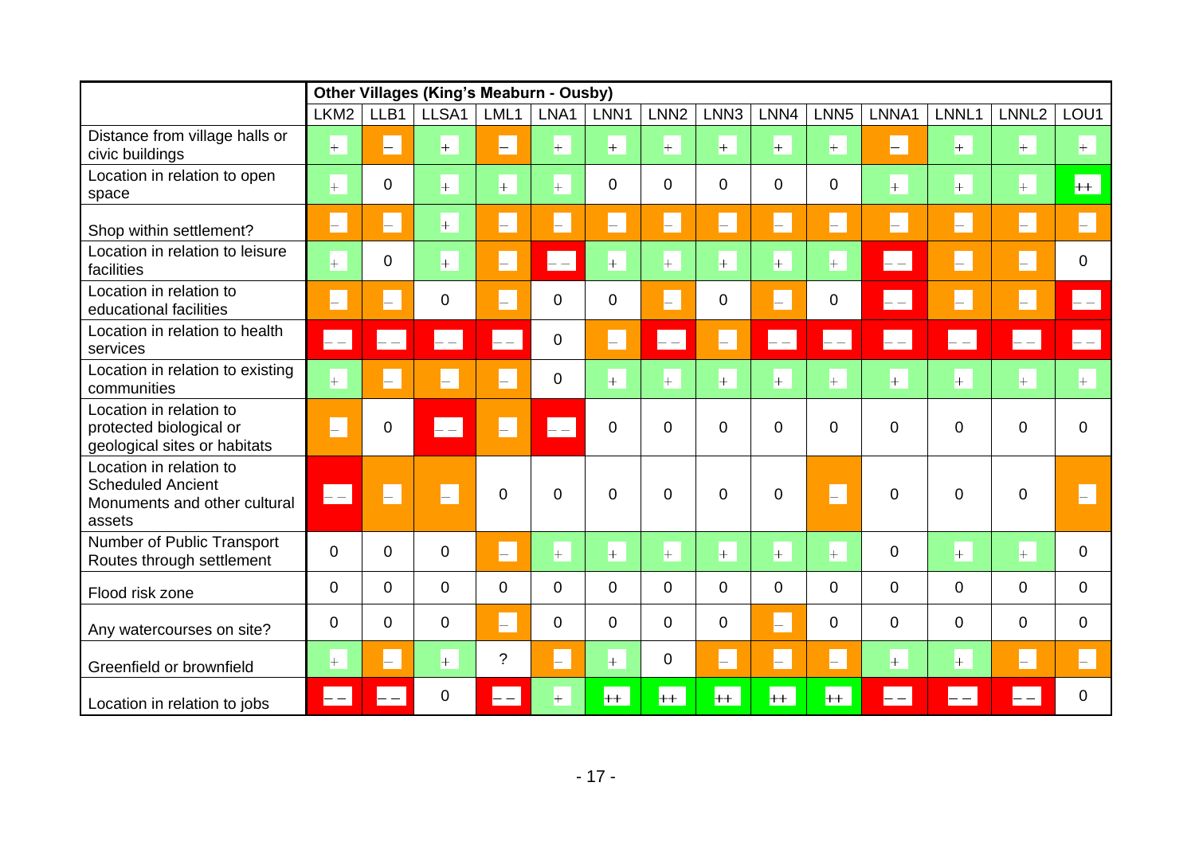| | Other Villages (King's Meaburn - Ousby) | | | | | | | | | | | | | |
|---|---|---|---|---|---|---|---|---|---|---|---|---|---|---|
| | LKM2 | LLB1 | LLSA1 | LML1 | LNA1 | LNN1 | LNN2 | LNN3 | LNN4 | LNN5 | LNNA1 | LNNL1 | LNNL2 | LOU1 |
| Distance from village halls or civic buildings | + | – | + | – | + | + | + | + | + | + | – | + | + | + |
| Location in relation to open space | + | 0 | + | + | + | 0 | 0 | 0 | 0 | 0 | + | + | + | ++ |
| Shop within settlement? | – | – | + | – | – | – | – | – | – | – | – | – | – | – |
| Location in relation to leisure facilities | + | 0 | + | – | – – | + | + | + | + | + | – – | – | – | 0 |
| Location in relation to educational facilities | – | – | 0 | – | 0 | 0 | – | 0 | – | 0 | – – | – | – | – – |
| Location in relation to health services | – – | – – | – – | – – | 0 | – | – – | – | – – | – – | – – | – – | – – | – – |
| Location in relation to existing communities | + | – | – | – | 0 | + | + | + | + | + | + | + | + | + |
| Location in relation to protected biological or geological sites or habitats | – | 0 | – – | – | – – | 0 | 0 | 0 | 0 | 0 | 0 | 0 | 0 | 0 |
| Location in relation to Scheduled Ancient Monuments and other cultural assets | – – | – | – | 0 | 0 | 0 | 0 | 0 | 0 | – | 0 | 0 | 0 | – |
| Number of Public Transport Routes through settlement | 0 | 0 | 0 | – | + | + | + | + | + | + | 0 | + | + | 0 |
| Flood risk zone | 0 | 0 | 0 | 0 | 0 | 0 | 0 | 0 | 0 | 0 | 0 | 0 | 0 | 0 |
| Any watercourses on site? | 0 | 0 | 0 | – | 0 | 0 | 0 | 0 | – | 0 | 0 | 0 | 0 | 0 |
| Greenfield or brownfield | + | – | + | ? | – | + | 0 | – | – | – | + | + | – | – |
| Location in relation to jobs | – – | – – | 0 | – – | + | ++ | ++ | ++ | ++ | ++ | – – | – – | – – | 0 |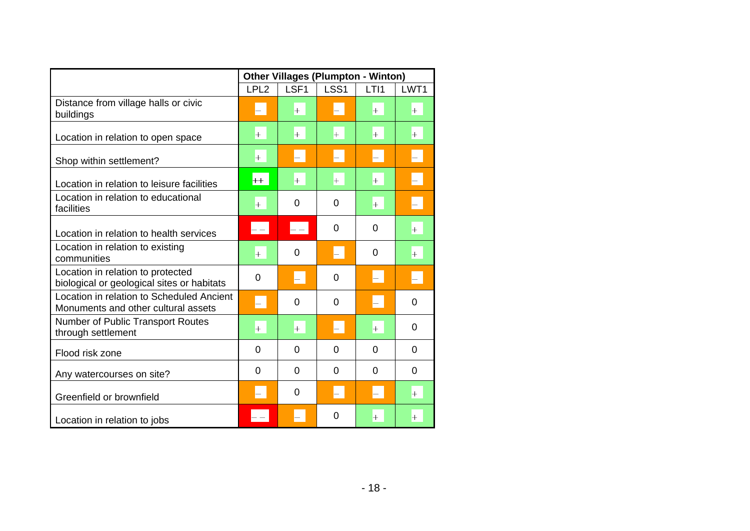| | Other Villages (Plumpton - Winton) | | | | |
|---|---|---|---|---|---|
| | LPL2 | LSF1 | LSS1 | LTI1 | LWT1 |
| Distance from village halls or civic buildings | – | + | – | + | + |
| Location in relation to open space | + | + | + | + | + |
| Shop within settlement? | + | – | – | – | – |
| Location in relation to leisure facilities | ++ | + | + | + | – |
| Location in relation to educational facilities | + | 0 | 0 | + | – |
| Location in relation to health services | – – | – – | 0 | 0 | + |
| Location in relation to existing communities | + | 0 | – | 0 | + |
| Location in relation to protected biological or geological sites or habitats | 0 | – | 0 | – | – |
| Location in relation to Scheduled Ancient Monuments and other cultural assets | – | 0 | 0 | – | 0 |
| Number of Public Transport Routes through settlement | + | + | – | + | 0 |
| Flood risk zone | 0 | 0 | 0 | 0 | 0 |
| Any watercourses on site? | 0 | 0 | 0 | 0 | 0 |
| Greenfield or brownfield | – | 0 | – | – | + |
| Location in relation to jobs | – – | – | 0 | + | + |